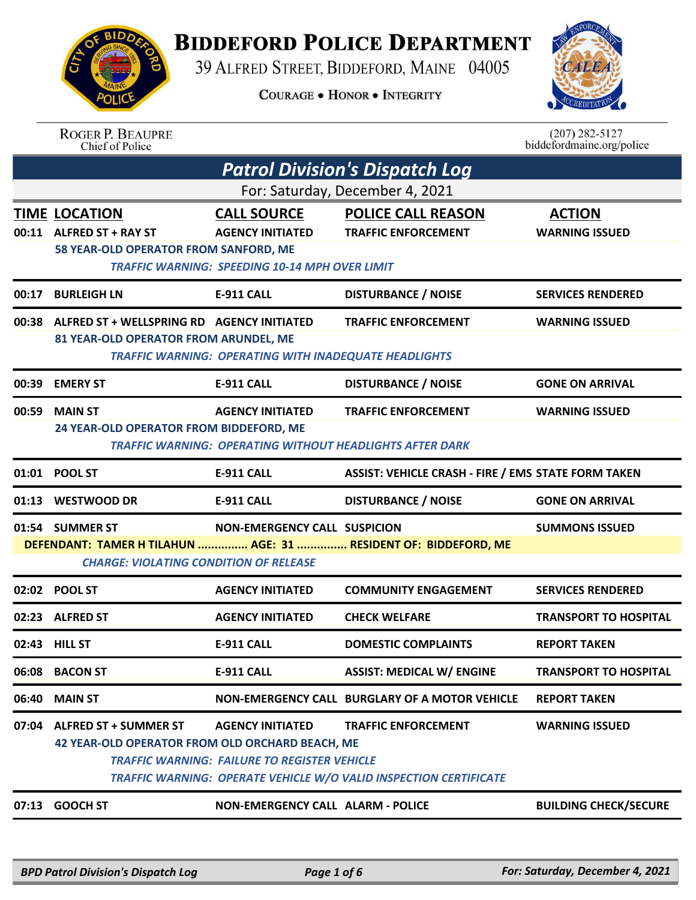# BIDDEFORD POLICE DEPARTMENT

39 ALFRED STREET, BIDDEFORD, MAINE 04005

COURAGE • HONOR • INTEGRITY

ROGER P. BEAUPRE
Chief of Police

(207) 282-5127
biddefordmaine.org/police

## *Patrol Division's Dispatch Log*

For: Saturday, December 4, 2021

| TIME | LOCATION | CALL SOURCE | POLICE CALL REASON | ACTION |
|---|---|---|---|---|
| 00:11 | ALFRED ST + RAY ST | AGENCY INITIATED | TRAFFIC ENFORCEMENT | WARNING ISSUED |
| | 58 YEAR-OLD OPERATOR FROM SANFORD, ME<br>*TRAFFIC WARNING: SPEEDING 10-14 MPH OVER LIMIT* | | | |
| 00:17 | BURLEIGH LN | E-911 CALL | DISTURBANCE / NOISE | SERVICES RENDERED |
| 00:38 | ALFRED ST + WELLSPRING RD | AGENCY INITIATED | TRAFFIC ENFORCEMENT | WARNING ISSUED |
| | 81 YEAR-OLD OPERATOR FROM ARUNDEL, ME<br>*TRAFFIC WARNING: OPERATING WITH INADEQUATE HEADLIGHTS* | | | |
| 00:39 | EMERY ST | E-911 CALL | DISTURBANCE / NOISE | GONE ON ARRIVAL |
| 00:59 | MAIN ST | AGENCY INITIATED | TRAFFIC ENFORCEMENT | WARNING ISSUED |
| | 24 YEAR-OLD OPERATOR FROM BIDDEFORD, ME<br>*TRAFFIC WARNING: OPERATING WITHOUT HEADLIGHTS AFTER DARK* | | | |
| 01:01 | POOL ST | E-911 CALL | ASSIST: VEHICLE CRASH - FIRE / EMS | STATE FORM TAKEN |
| 01:13 | WESTWOOD DR | E-911 CALL | DISTURBANCE / NOISE | GONE ON ARRIVAL |
| 01:54 | SUMMER ST | NON-EMERGENCY CALL | SUSPICION | SUMMONS ISSUED |
| | DEFENDANT: TAMER H TILAHUN ............... AGE: 31 ............... RESIDENT OF: BIDDEFORD, ME<br>*CHARGE: VIOLATING CONDITION OF RELEASE* | | | |
| 02:02 | POOL ST | AGENCY INITIATED | COMMUNITY ENGAGEMENT | SERVICES RENDERED |
| 02:23 | ALFRED ST | AGENCY INITIATED | CHECK WELFARE | TRANSPORT TO HOSPITAL |
| 02:43 | HILL ST | E-911 CALL | DOMESTIC COMPLAINTS | REPORT TAKEN |
| 06:08 | BACON ST | E-911 CALL | ASSIST: MEDICAL W/ ENGINE | TRANSPORT TO HOSPITAL |
| 06:40 | MAIN ST | NON-EMERGENCY CALL | BURGLARY OF A MOTOR VEHICLE | REPORT TAKEN |
| 07:04 | ALFRED ST + SUMMER ST | AGENCY INITIATED | TRAFFIC ENFORCEMENT | WARNING ISSUED |
| | 42 YEAR-OLD OPERATOR FROM OLD ORCHARD BEACH, ME<br>*TRAFFIC WARNING: FAILURE TO REGISTER VEHICLE*<br>*TRAFFIC WARNING: OPERATE VEHICLE W/O VALID INSPECTION CERTIFICATE* | | | |
| 07:13 | GOOCH ST | NON-EMERGENCY CALL | ALARM - POLICE | BUILDING CHECK/SECURE |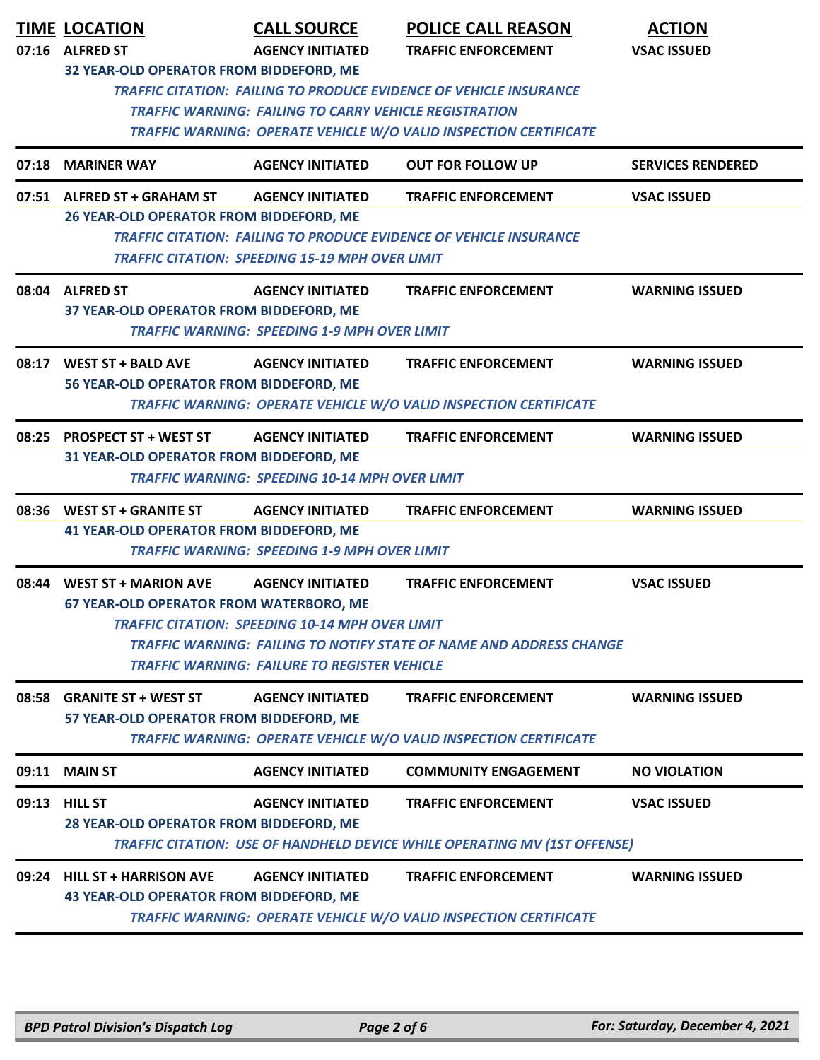| TIME | LOCATION | CALL SOURCE | POLICE CALL REASON | ACTION |
|---|---|---|---|---|
| 07:16 | ALFRED ST | AGENCY INITIATED | TRAFFIC ENFORCEMENT | VSAC ISSUED |
| | 32 YEAR-OLD OPERATOR FROM BIDDEFORD, ME | | | |
| | *TRAFFIC CITATION: FAILING TO PRODUCE EVIDENCE OF VEHICLE INSURANCE* | | | |
| | *TRAFFIC WARNING: FAILING TO CARRY VEHICLE REGISTRATION* | | | |
| | *TRAFFIC WARNING: OPERATE VEHICLE W/O VALID INSPECTION CERTIFICATE* | | | |
| 07:18 | MARINER WAY | AGENCY INITIATED | OUT FOR FOLLOW UP | SERVICES RENDERED |
| 07:51 | ALFRED ST + GRAHAM ST | AGENCY INITIATED | TRAFFIC ENFORCEMENT | VSAC ISSUED |
| | 26 YEAR-OLD OPERATOR FROM BIDDEFORD, ME | | | |
| | *TRAFFIC CITATION: FAILING TO PRODUCE EVIDENCE OF VEHICLE INSURANCE* | | | |
| | *TRAFFIC CITATION: SPEEDING 15-19 MPH OVER LIMIT* | | | |
| 08:04 | ALFRED ST | AGENCY INITIATED | TRAFFIC ENFORCEMENT | WARNING ISSUED |
| | 37 YEAR-OLD OPERATOR FROM BIDDEFORD, ME | | | |
| | *TRAFFIC WARNING: SPEEDING 1-9 MPH OVER LIMIT* | | | |
| 08:17 | WEST ST + BALD AVE | AGENCY INITIATED | TRAFFIC ENFORCEMENT | WARNING ISSUED |
| | 56 YEAR-OLD OPERATOR FROM BIDDEFORD, ME | | | |
| | *TRAFFIC WARNING: OPERATE VEHICLE W/O VALID INSPECTION CERTIFICATE* | | | |
| 08:25 | PROSPECT ST + WEST ST | AGENCY INITIATED | TRAFFIC ENFORCEMENT | WARNING ISSUED |
| | 31 YEAR-OLD OPERATOR FROM BIDDEFORD, ME | | | |
| | *TRAFFIC WARNING: SPEEDING 10-14 MPH OVER LIMIT* | | | |
| 08:36 | WEST ST + GRANITE ST | AGENCY INITIATED | TRAFFIC ENFORCEMENT | WARNING ISSUED |
| | 41 YEAR-OLD OPERATOR FROM BIDDEFORD, ME | | | |
| | *TRAFFIC WARNING: SPEEDING 1-9 MPH OVER LIMIT* | | | |
| 08:44 | WEST ST + MARION AVE | AGENCY INITIATED | TRAFFIC ENFORCEMENT | VSAC ISSUED |
| | 67 YEAR-OLD OPERATOR FROM WATERBORO, ME | | | |
| | *TRAFFIC CITATION: SPEEDING 10-14 MPH OVER LIMIT* | | | |
| | *TRAFFIC WARNING: FAILING TO NOTIFY STATE OF NAME AND ADDRESS CHANGE* | | | |
| | *TRAFFIC WARNING: FAILURE TO REGISTER VEHICLE* | | | |
| 08:58 | GRANITE ST + WEST ST | AGENCY INITIATED | TRAFFIC ENFORCEMENT | WARNING ISSUED |
| | 57 YEAR-OLD OPERATOR FROM BIDDEFORD, ME | | | |
| | *TRAFFIC WARNING: OPERATE VEHICLE W/O VALID INSPECTION CERTIFICATE* | | | |
| 09:11 | MAIN ST | AGENCY INITIATED | COMMUNITY ENGAGEMENT | NO VIOLATION |
| 09:13 | HILL ST | AGENCY INITIATED | TRAFFIC ENFORCEMENT | VSAC ISSUED |
| | 28 YEAR-OLD OPERATOR FROM BIDDEFORD, ME | | | |
| | *TRAFFIC CITATION: USE OF HANDHELD DEVICE WHILE OPERATING MV (1ST OFFENSE)* | | | |
| 09:24 | HILL ST + HARRISON AVE | AGENCY INITIATED | TRAFFIC ENFORCEMENT | WARNING ISSUED |
| | 43 YEAR-OLD OPERATOR FROM BIDDEFORD, ME | | | |
| | *TRAFFIC WARNING: OPERATE VEHICLE W/O VALID INSPECTION CERTIFICATE* | | | |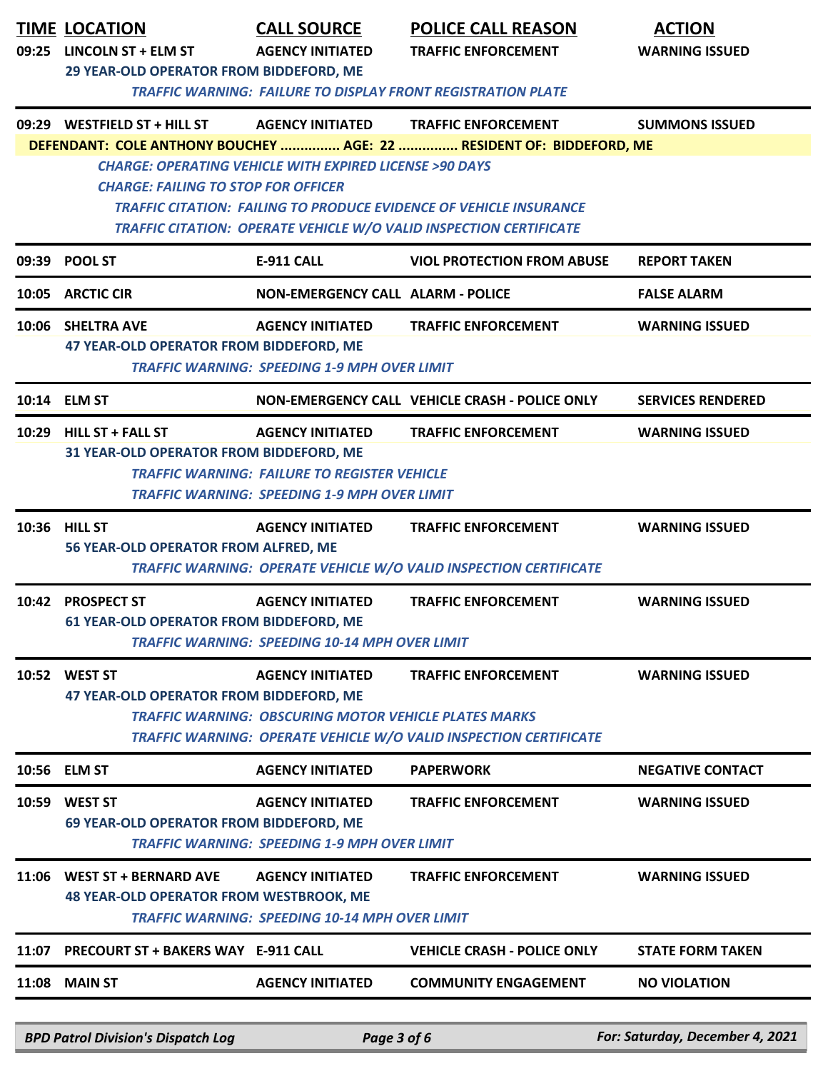| TIME | LOCATION | CALL SOURCE | POLICE CALL REASON | ACTION |
|---|---|---|---|---|
| 09:25 | LINCOLN ST + ELM ST | AGENCY INITIATED | TRAFFIC ENFORCEMENT | WARNING ISSUED |
| | 29 YEAR-OLD OPERATOR FROM BIDDEFORD, ME | | | |
| | | *TRAFFIC WARNING: FAILURE TO DISPLAY FRONT REGISTRATION PLATE* | | |
| 09:29 | WESTFIELD ST + HILL ST | AGENCY INITIATED | TRAFFIC ENFORCEMENT | SUMMONS ISSUED |
| | DEFENDANT: COLE ANTHONY BOUCHEY ............... AGE: 22 ............... RESIDENT OF: BIDDEFORD, ME | | | |
| | *CHARGE: OPERATING VEHICLE WITH EXPIRED LICENSE >90 DAYS* | | | |
| | *CHARGE: FAILING TO STOP FOR OFFICER* | | | |
| | | *TRAFFIC CITATION: FAILING TO PRODUCE EVIDENCE OF VEHICLE INSURANCE* | | |
| | | *TRAFFIC CITATION: OPERATE VEHICLE W/O VALID INSPECTION CERTIFICATE* | | |
| 09:39 | POOL ST | E-911 CALL | VIOL PROTECTION FROM ABUSE | REPORT TAKEN |
| 10:05 | ARCTIC CIR | NON-EMERGENCY CALL | ALARM - POLICE | FALSE ALARM |
| 10:06 | SHELTRA AVE | AGENCY INITIATED | TRAFFIC ENFORCEMENT | WARNING ISSUED |
| | 47 YEAR-OLD OPERATOR FROM BIDDEFORD, ME | | | |
| | | *TRAFFIC WARNING: SPEEDING 1-9 MPH OVER LIMIT* | | |
| 10:14 | ELM ST | NON-EMERGENCY CALL | VEHICLE CRASH - POLICE ONLY | SERVICES RENDERED |
| 10:29 | HILL ST + FALL ST | AGENCY INITIATED | TRAFFIC ENFORCEMENT | WARNING ISSUED |
| | 31 YEAR-OLD OPERATOR FROM BIDDEFORD, ME | | | |
| | | *TRAFFIC WARNING: FAILURE TO REGISTER VEHICLE* | | |
| | | *TRAFFIC WARNING: SPEEDING 1-9 MPH OVER LIMIT* | | |
| 10:36 | HILL ST | AGENCY INITIATED | TRAFFIC ENFORCEMENT | WARNING ISSUED |
| | 56 YEAR-OLD OPERATOR FROM ALFRED, ME | | | |
| | | *TRAFFIC WARNING: OPERATE VEHICLE W/O VALID INSPECTION CERTIFICATE* | | |
| 10:42 | PROSPECT ST | AGENCY INITIATED | TRAFFIC ENFORCEMENT | WARNING ISSUED |
| | 61 YEAR-OLD OPERATOR FROM BIDDEFORD, ME | | | |
| | | *TRAFFIC WARNING: SPEEDING 10-14 MPH OVER LIMIT* | | |
| 10:52 | WEST ST | AGENCY INITIATED | TRAFFIC ENFORCEMENT | WARNING ISSUED |
| | 47 YEAR-OLD OPERATOR FROM BIDDEFORD, ME | | | |
| | | *TRAFFIC WARNING: OBSCURING MOTOR VEHICLE PLATES MARKS* | | |
| | | *TRAFFIC WARNING: OPERATE VEHICLE W/O VALID INSPECTION CERTIFICATE* | | |
| 10:56 | ELM ST | AGENCY INITIATED | PAPERWORK | NEGATIVE CONTACT |
| 10:59 | WEST ST | AGENCY INITIATED | TRAFFIC ENFORCEMENT | WARNING ISSUED |
| | 69 YEAR-OLD OPERATOR FROM BIDDEFORD, ME | | | |
| | | *TRAFFIC WARNING: SPEEDING 1-9 MPH OVER LIMIT* | | |
| 11:06 | WEST ST + BERNARD AVE | AGENCY INITIATED | TRAFFIC ENFORCEMENT | WARNING ISSUED |
| | 48 YEAR-OLD OPERATOR FROM WESTBROOK, ME | | | |
| | | *TRAFFIC WARNING: SPEEDING 10-14 MPH OVER LIMIT* | | |
| 11:07 | PRECOURT ST + BAKERS WAY | E-911 CALL | VEHICLE CRASH - POLICE ONLY | STATE FORM TAKEN |
| 11:08 | MAIN ST | AGENCY INITIATED | COMMUNITY ENGAGEMENT | NO VIOLATION |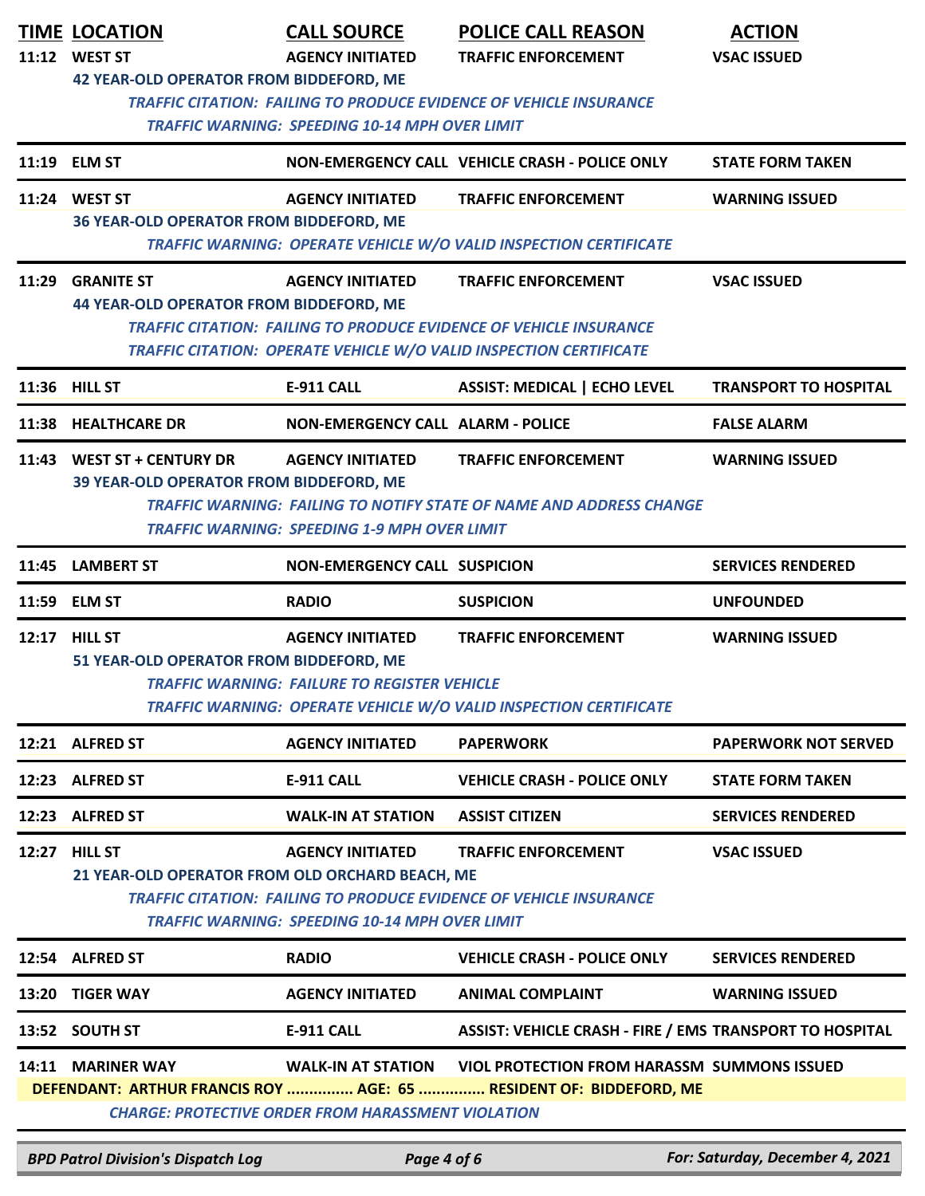| TIME | LOCATION | CALL SOURCE | POLICE CALL REASON | ACTION |
|---|---|---|---|---|
| 11:12 | WEST ST | AGENCY INITIATED | TRAFFIC ENFORCEMENT | VSAC ISSUED |
| | 42 YEAR-OLD OPERATOR FROM BIDDEFORD, ME | | | |
| | *TRAFFIC CITATION: FAILING TO PRODUCE EVIDENCE OF VEHICLE INSURANCE* | | | |
| | *TRAFFIC WARNING: SPEEDING 10-14 MPH OVER LIMIT* | | | |
| 11:19 | ELM ST | NON-EMERGENCY CALL | VEHICLE CRASH - POLICE ONLY | STATE FORM TAKEN |
| 11:24 | WEST ST | AGENCY INITIATED | TRAFFIC ENFORCEMENT | WARNING ISSUED |
| | 36 YEAR-OLD OPERATOR FROM BIDDEFORD, ME | | | |
| | *TRAFFIC WARNING: OPERATE VEHICLE W/O VALID INSPECTION CERTIFICATE* | | | |
| 11:29 | GRANITE ST | AGENCY INITIATED | TRAFFIC ENFORCEMENT | VSAC ISSUED |
| | 44 YEAR-OLD OPERATOR FROM BIDDEFORD, ME | | | |
| | *TRAFFIC CITATION: FAILING TO PRODUCE EVIDENCE OF VEHICLE INSURANCE* | | | |
| | *TRAFFIC CITATION: OPERATE VEHICLE W/O VALID INSPECTION CERTIFICATE* | | | |
| 11:36 | HILL ST | E-911 CALL | ASSIST: MEDICAL \| ECHO LEVEL | TRANSPORT TO HOSPITAL |
| 11:38 | HEALTHCARE DR | NON-EMERGENCY CALL | ALARM - POLICE | FALSE ALARM |
| 11:43 | WEST ST + CENTURY DR | AGENCY INITIATED | TRAFFIC ENFORCEMENT | WARNING ISSUED |
| | 39 YEAR-OLD OPERATOR FROM BIDDEFORD, ME | | | |
| | *TRAFFIC WARNING: FAILING TO NOTIFY STATE OF NAME AND ADDRESS CHANGE* | | | |
| | *TRAFFIC WARNING: SPEEDING 1-9 MPH OVER LIMIT* | | | |
| 11:45 | LAMBERT ST | NON-EMERGENCY CALL | SUSPICION | SERVICES RENDERED |
| 11:59 | ELM ST | RADIO | SUSPICION | UNFOUNDED |
| 12:17 | HILL ST | AGENCY INITIATED | TRAFFIC ENFORCEMENT | WARNING ISSUED |
| | 51 YEAR-OLD OPERATOR FROM BIDDEFORD, ME | | | |
| | *TRAFFIC WARNING: FAILURE TO REGISTER VEHICLE* | | | |
| | *TRAFFIC WARNING: OPERATE VEHICLE W/O VALID INSPECTION CERTIFICATE* | | | |
| 12:21 | ALFRED ST | AGENCY INITIATED | PAPERWORK | PAPERWORK NOT SERVED |
| 12:23 | ALFRED ST | E-911 CALL | VEHICLE CRASH - POLICE ONLY | STATE FORM TAKEN |
| 12:23 | ALFRED ST | WALK-IN AT STATION | ASSIST CITIZEN | SERVICES RENDERED |
| 12:27 | HILL ST | AGENCY INITIATED | TRAFFIC ENFORCEMENT | VSAC ISSUED |
| | 21 YEAR-OLD OPERATOR FROM OLD ORCHARD BEACH, ME | | | |
| | *TRAFFIC CITATION: FAILING TO PRODUCE EVIDENCE OF VEHICLE INSURANCE* | | | |
| | *TRAFFIC WARNING: SPEEDING 10-14 MPH OVER LIMIT* | | | |
| 12:54 | ALFRED ST | RADIO | VEHICLE CRASH - POLICE ONLY | SERVICES RENDERED |
| 13:20 | TIGER WAY | AGENCY INITIATED | ANIMAL COMPLAINT | WARNING ISSUED |
| 13:52 | SOUTH ST | E-911 CALL | ASSIST: VEHICLE CRASH - FIRE / EMS | TRANSPORT TO HOSPITAL |
| 14:11 | MARINER WAY | WALK-IN AT STATION | VIOL PROTECTION FROM HARASSM | SUMMONS ISSUED |
| | DEFENDANT: ARTHUR FRANCIS ROY ............... AGE: 65 ............... RESIDENT OF: BIDDEFORD, ME | | | |
| | *CHARGE: PROTECTIVE ORDER FROM HARASSMENT VIOLATION* | | | |

*BPD Patrol Division's Dispatch Log* — *For: Saturday, December 4, 2021*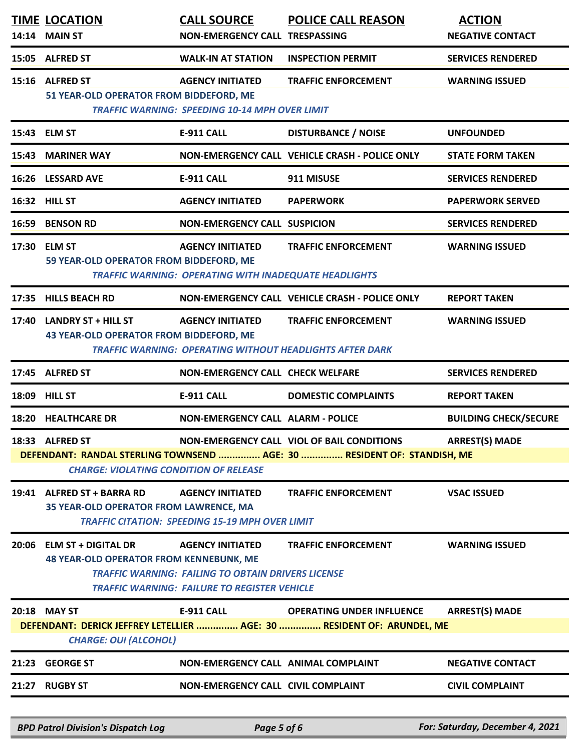| TIME | LOCATION | CALL SOURCE | POLICE CALL REASON | ACTION |
|---|---|---|---|---|
| 14:14 | MAIN ST | NON-EMERGENCY CALL | TRESPASSING | NEGATIVE CONTACT |
| 15:05 | ALFRED ST | WALK-IN AT STATION | INSPECTION PERMIT | SERVICES RENDERED |
| 15:16 | ALFRED ST | AGENCY INITIATED | TRAFFIC ENFORCEMENT | WARNING ISSUED |
| | 51 YEAR-OLD OPERATOR FROM BIDDEFORD, ME | | | |
| | *TRAFFIC WARNING: SPEEDING 10-14 MPH OVER LIMIT* | | | |
| 15:43 | ELM ST | E-911 CALL | DISTURBANCE / NOISE | UNFOUNDED |
| 15:43 | MARINER WAY | NON-EMERGENCY CALL | VEHICLE CRASH - POLICE ONLY | STATE FORM TAKEN |
| 16:26 | LESSARD AVE | E-911 CALL | 911 MISUSE | SERVICES RENDERED |
| 16:32 | HILL ST | AGENCY INITIATED | PAPERWORK | PAPERWORK SERVED |
| 16:59 | BENSON RD | NON-EMERGENCY CALL | SUSPICION | SERVICES RENDERED |
| 17:30 | ELM ST | AGENCY INITIATED | TRAFFIC ENFORCEMENT | WARNING ISSUED |
| | 59 YEAR-OLD OPERATOR FROM BIDDEFORD, ME | | | |
| | *TRAFFIC WARNING: OPERATING WITH INADEQUATE HEADLIGHTS* | | | |
| 17:35 | HILLS BEACH RD | NON-EMERGENCY CALL | VEHICLE CRASH - POLICE ONLY | REPORT TAKEN |
| 17:40 | LANDRY ST + HILL ST | AGENCY INITIATED | TRAFFIC ENFORCEMENT | WARNING ISSUED |
| | 43 YEAR-OLD OPERATOR FROM BIDDEFORD, ME | | | |
| | *TRAFFIC WARNING: OPERATING WITHOUT HEADLIGHTS AFTER DARK* | | | |
| 17:45 | ALFRED ST | NON-EMERGENCY CALL | CHECK WELFARE | SERVICES RENDERED |
| 18:09 | HILL ST | E-911 CALL | DOMESTIC COMPLAINTS | REPORT TAKEN |
| 18:20 | HEALTHCARE DR | NON-EMERGENCY CALL | ALARM - POLICE | BUILDING CHECK/SECURE |
| 18:33 | ALFRED ST | NON-EMERGENCY CALL | VIOL OF BAIL CONDITIONS | ARREST(S) MADE |
| | DEFENDANT: RANDAL STERLING TOWNSEND ............... AGE: 30 ............... RESIDENT OF: STANDISH, ME | | | |
| | *CHARGE: VIOLATING CONDITION OF RELEASE* | | | |
| 19:41 | ALFRED ST + BARRA RD | AGENCY INITIATED | TRAFFIC ENFORCEMENT | VSAC ISSUED |
| | 35 YEAR-OLD OPERATOR FROM LAWRENCE, MA | | | |
| | *TRAFFIC CITATION: SPEEDING 15-19 MPH OVER LIMIT* | | | |
| 20:06 | ELM ST + DIGITAL DR | AGENCY INITIATED | TRAFFIC ENFORCEMENT | WARNING ISSUED |
| | 48 YEAR-OLD OPERATOR FROM KENNEBUNK, ME | | | |
| | *TRAFFIC WARNING: FAILING TO OBTAIN DRIVERS LICENSE* | | | |
| | *TRAFFIC WARNING: FAILURE TO REGISTER VEHICLE* | | | |
| 20:18 | MAY ST | E-911 CALL | OPERATING UNDER INFLUENCE | ARREST(S) MADE |
| | DEFENDANT: DERICK JEFFREY LETELLIER ............... AGE: 30 ............... RESIDENT OF: ARUNDEL, ME | | | |
| | *CHARGE: OUI (ALCOHOL)* | | | |
| 21:23 | GEORGE ST | NON-EMERGENCY CALL | ANIMAL COMPLAINT | NEGATIVE CONTACT |
| 21:27 | RUGBY ST | NON-EMERGENCY CALL | CIVIL COMPLAINT | CIVIL COMPLAINT |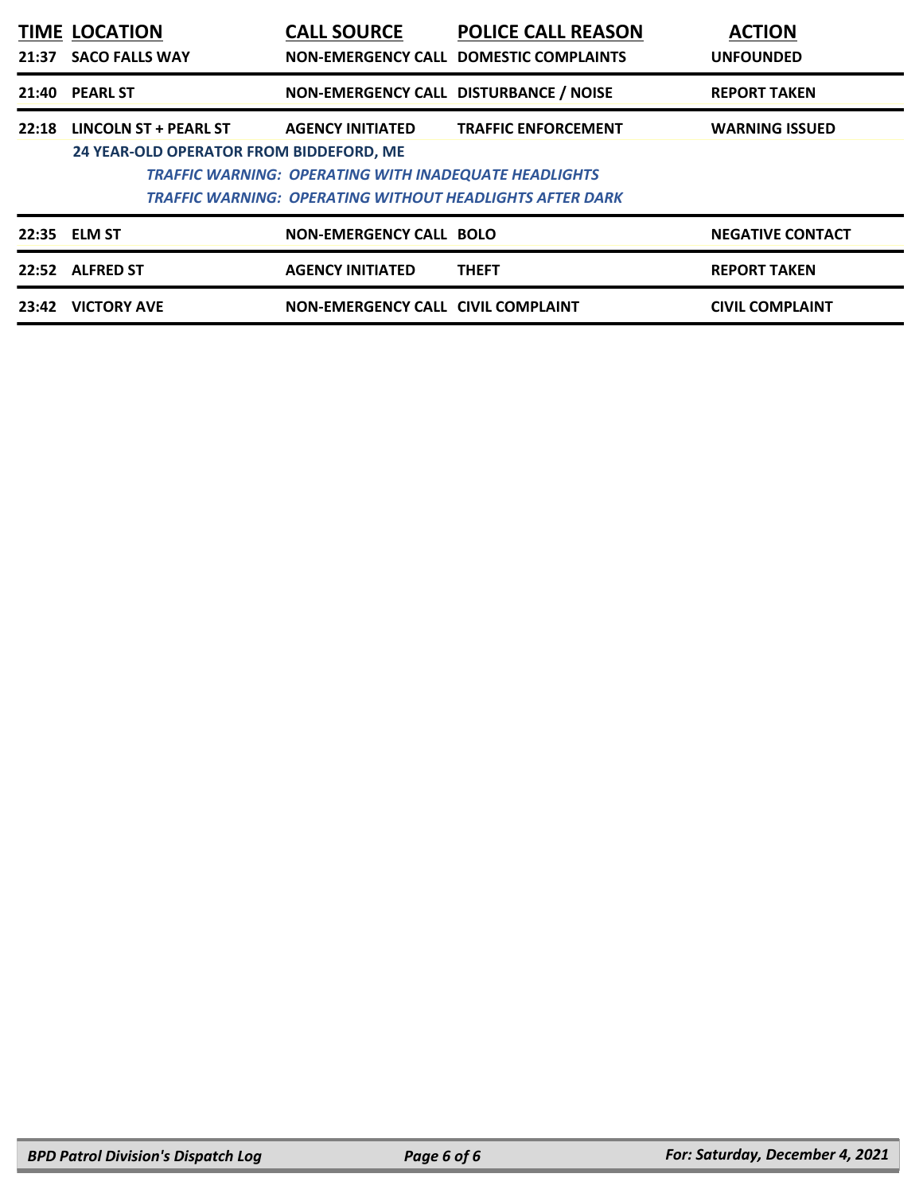| TIME | LOCATION | CALL SOURCE | POLICE CALL REASON | ACTION |
|---|---|---|---|---|
| 21:37 | SACO FALLS WAY | NON-EMERGENCY CALL | DOMESTIC COMPLAINTS | UNFOUNDED |
| 21:40 | PEARL ST | NON-EMERGENCY CALL | DISTURBANCE / NOISE | REPORT TAKEN |
| 22:18 | LINCOLN ST + PEARL ST | AGENCY INITIATED | TRAFFIC ENFORCEMENT | WARNING ISSUED |
| | 24 YEAR-OLD OPERATOR FROM BIDDEFORD, ME<br>*TRAFFIC WARNING: OPERATING WITH INADEQUATE HEADLIGHTS*<br>*TRAFFIC WARNING: OPERATING WITHOUT HEADLIGHTS AFTER DARK* | | | |
| 22:35 | ELM ST | NON-EMERGENCY CALL | BOLO | NEGATIVE CONTACT |
| 22:52 | ALFRED ST | AGENCY INITIATED | THEFT | REPORT TAKEN |
| 23:42 | VICTORY AVE | NON-EMERGENCY CALL | CIVIL COMPLAINT | CIVIL COMPLAINT |